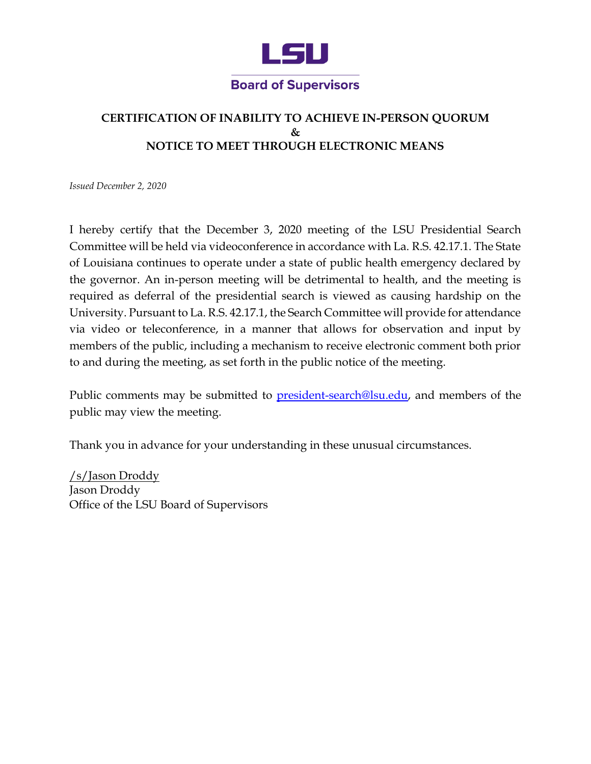**LSU**

**Board of Supervisors**

## CERTIFICATION OF INABILITY TO ACHIEVE IN-PERSON QUORUM & NOTICE TO MEET THROUGH ELECTRONIC MEANS

*Issued December 2, 2020*

I hereby certify that the December 3, 2020 meeting of the LSU Presidential Search Committee will be held via videoconference in accordance with La. R.S. 42.17.1. The State of Louisiana continues to operate under a state of public health emergency declared by the governor. An in-person meeting will be detrimental to health, and the meeting is required as deferral of the presidential search is viewed as causing hardship on the University. Pursuant to La. R.S. 42.17.1, the Search Committee will provide for attendance via video or teleconference, in a manner that allows for observation and input by members of the public, including a mechanism to receive electronic comment both prior to and during the meeting, as set forth in the public notice of the meeting.

Public comments may be submitted to president-search@lsu.edu, and members of the public may view the meeting.

Thank you in advance for your understanding in these unusual circumstances.

/s/Jason Droddy
Jason Droddy
Office of the LSU Board of Supervisors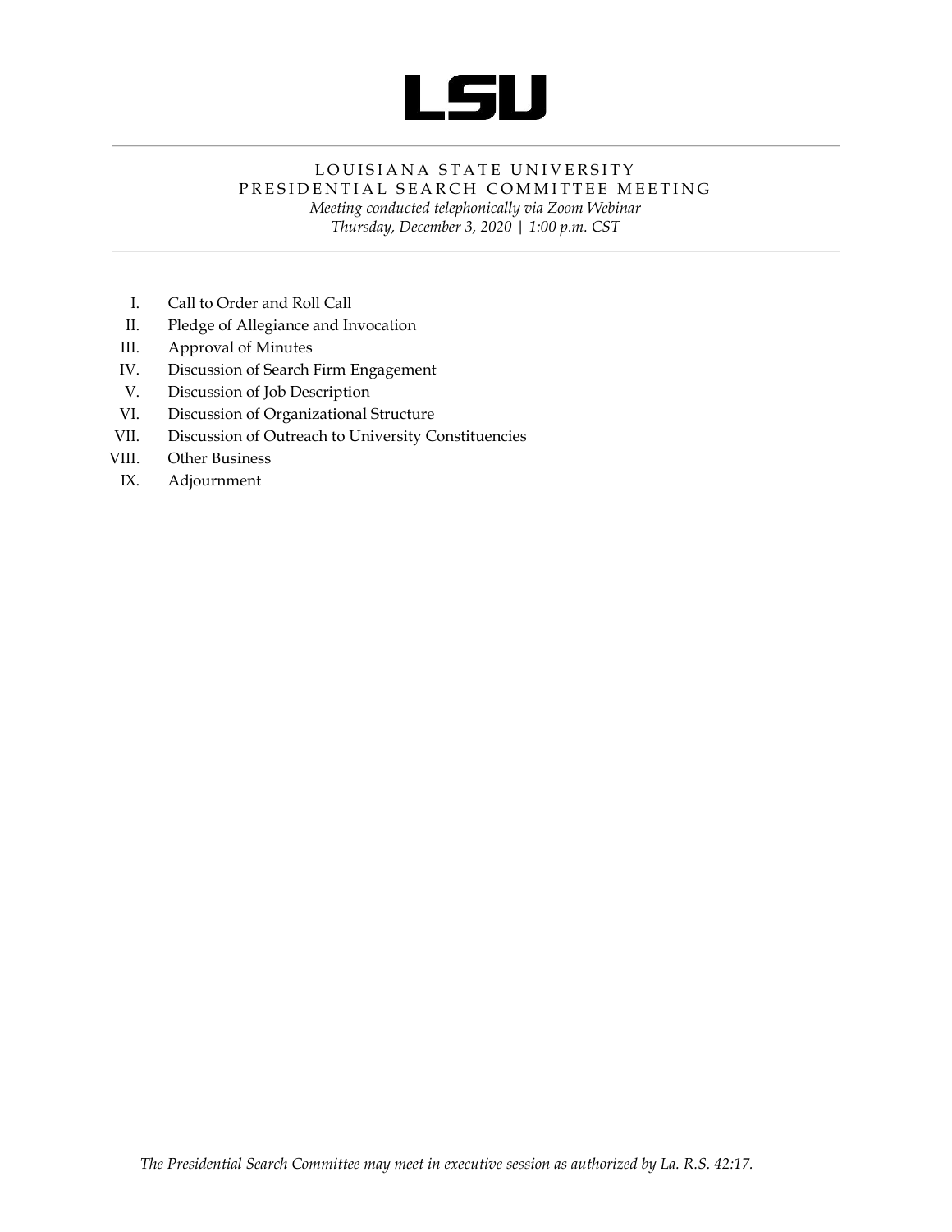# LSU

## LOUISIANA STATE UNIVERSITY
## PRESIDENTIAL SEARCH COMMITTEE MEETING

*Meeting conducted telephonically via Zoom Webinar*
*Thursday, December 3, 2020 | 1:00 p.m. CST*

---

I. Call to Order and Roll Call
II. Pledge of Allegiance and Invocation
III. Approval of Minutes
IV. Discussion of Search Firm Engagement
V. Discussion of Job Description
VI. Discussion of Organizational Structure
VII. Discussion of Outreach to University Constituencies
VIII. Other Business
IX. Adjournment

*The Presidential Search Committee may meet in executive session as authorized by La. R.S. 42:17.*